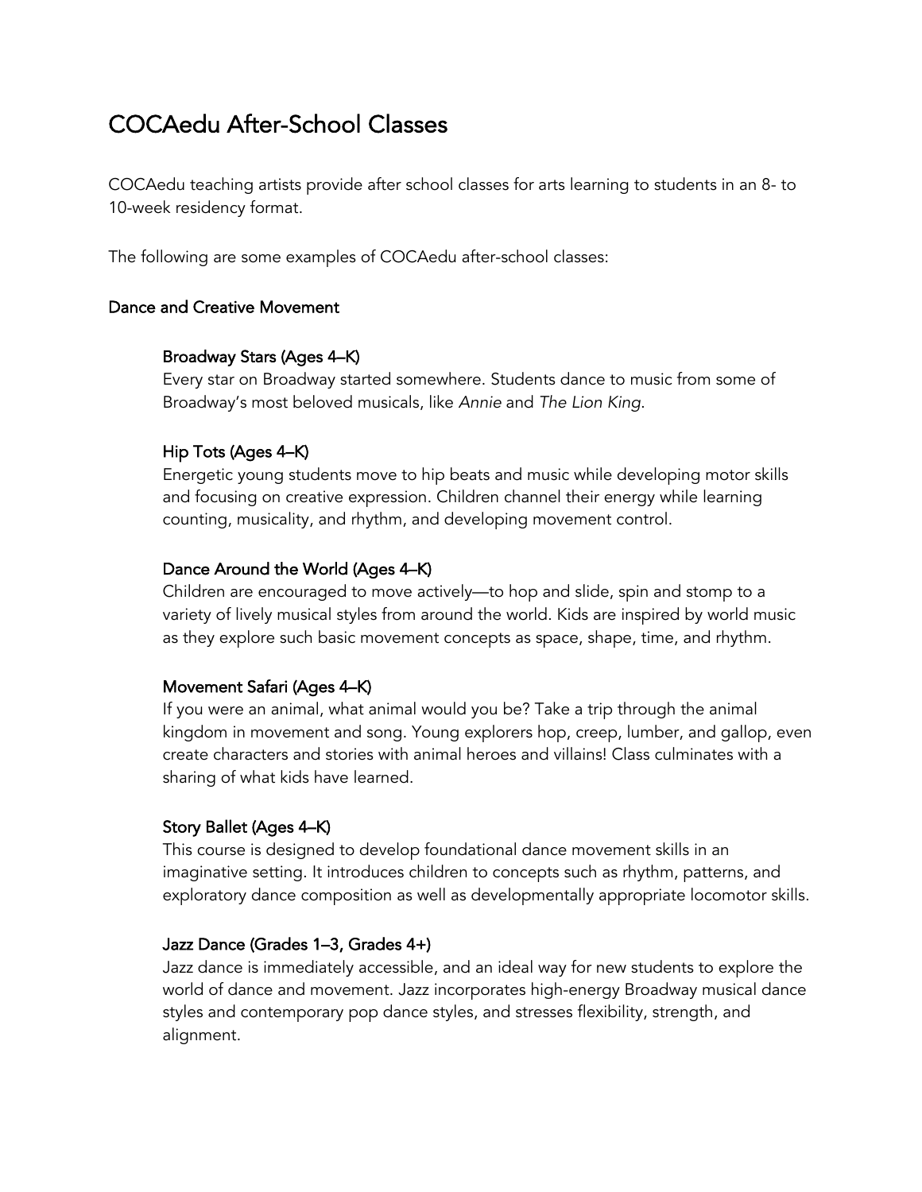# COCAedu After-School Classes

COCAedu teaching artists provide after school classes for arts learning to students in an 8- to 10-week residency format.

The following are some examples of COCAedu after-school classes:

## Dance and Creative Movement

### Broadway Stars (Ages 4–K)

Every star on Broadway started somewhere. Students dance to music from some of Broadway's most beloved musicals, like *Annie* and *The Lion King*.

### Hip Tots (Ages 4–K)

Energetic young students move to hip beats and music while developing motor skills and focusing on creative expression. Children channel their energy while learning counting, musicality, and rhythm, and developing movement control.

### Dance Around the World (Ages 4–K)

Children are encouraged to move actively—to hop and slide, spin and stomp to a variety of lively musical styles from around the world. Kids are inspired by world music as they explore such basic movement concepts as space, shape, time, and rhythm.

### Movement Safari (Ages 4–K)

If you were an animal, what animal would you be? Take a trip through the animal kingdom in movement and song. Young explorers hop, creep, lumber, and gallop, even create characters and stories with animal heroes and villains! Class culminates with a sharing of what kids have learned.

### Story Ballet (Ages 4–K)

This course is designed to develop foundational dance movement skills in an imaginative setting. It introduces children to concepts such as rhythm, patterns, and exploratory dance composition as well as developmentally appropriate locomotor skills.

### Jazz Dance (Grades 1–3, Grades 4+)

Jazz dance is immediately accessible, and an ideal way for new students to explore the world of dance and movement. Jazz incorporates high-energy Broadway musical dance styles and contemporary pop dance styles, and stresses flexibility, strength, and alignment.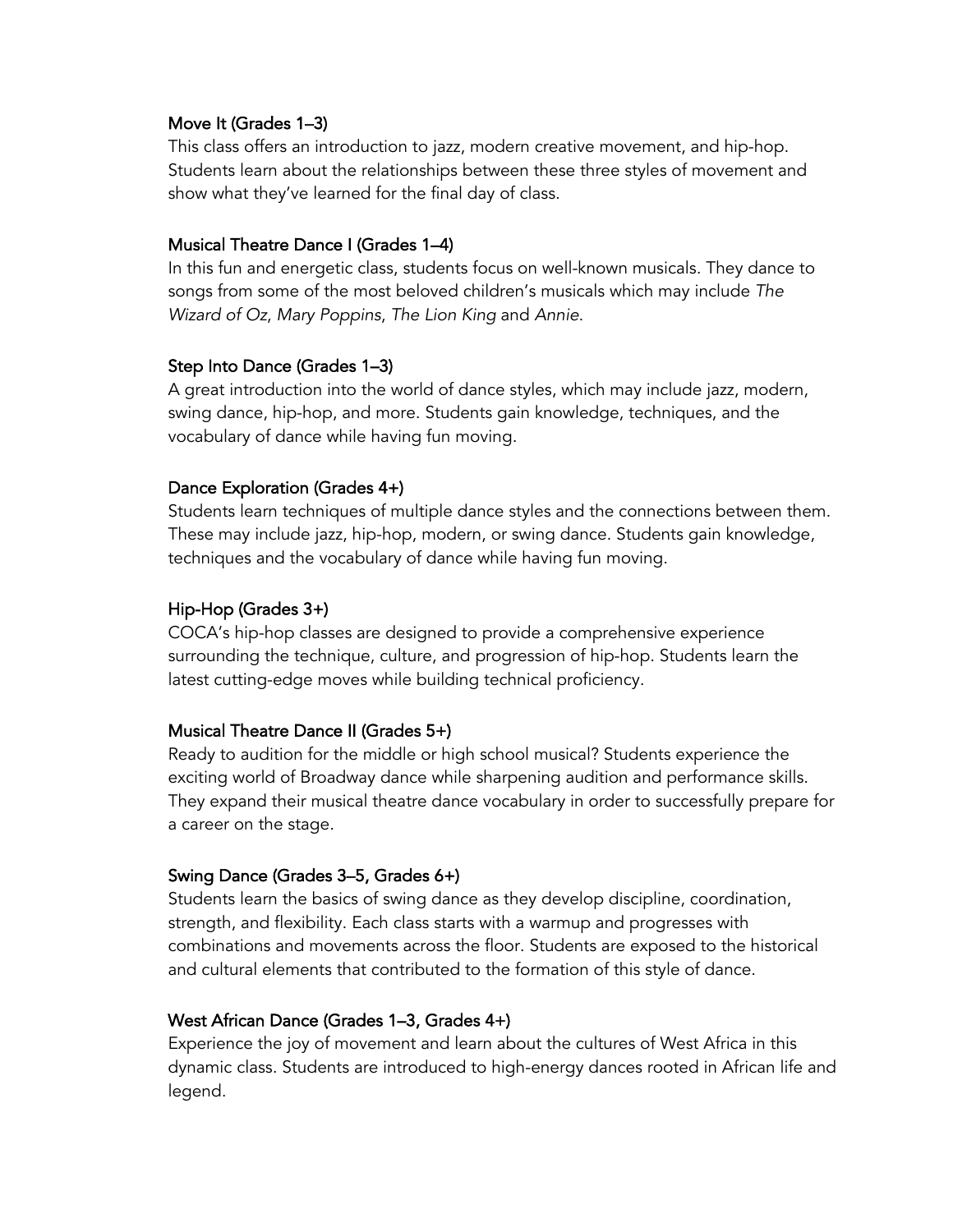### Move It (Grades 1–3)

This class offers an introduction to jazz, modern creative movement, and hip-hop. Students learn about the relationships between these three styles of movement and show what they've learned for the final day of class.

### Musical Theatre Dance I (Grades 1–4)

In this fun and energetic class, students focus on well-known musicals. They dance to songs from some of the most beloved children's musicals which may include *The Wizard of Oz*, *Mary Poppins*, *The Lion King* and *Annie*.

### Step Into Dance (Grades 1–3)

A great introduction into the world of dance styles, which may include jazz, modern, swing dance, hip-hop, and more. Students gain knowledge, techniques, and the vocabulary of dance while having fun moving.

### Dance Exploration (Grades 4+)

Students learn techniques of multiple dance styles and the connections between them. These may include jazz, hip-hop, modern, or swing dance. Students gain knowledge, techniques and the vocabulary of dance while having fun moving.

### Hip-Hop (Grades 3+)

COCA's hip-hop classes are designed to provide a comprehensive experience surrounding the technique, culture, and progression of hip-hop. Students learn the latest cutting-edge moves while building technical proficiency.

### Musical Theatre Dance II (Grades 5+)

Ready to audition for the middle or high school musical? Students experience the exciting world of Broadway dance while sharpening audition and performance skills. They expand their musical theatre dance vocabulary in order to successfully prepare for a career on the stage.

### Swing Dance (Grades 3–5, Grades 6+)

Students learn the basics of swing dance as they develop discipline, coordination, strength, and flexibility. Each class starts with a warmup and progresses with combinations and movements across the floor. Students are exposed to the historical and cultural elements that contributed to the formation of this style of dance.

### West African Dance (Grades 1–3, Grades 4+)

Experience the joy of movement and learn about the cultures of West Africa in this dynamic class. Students are introduced to high-energy dances rooted in African life and legend.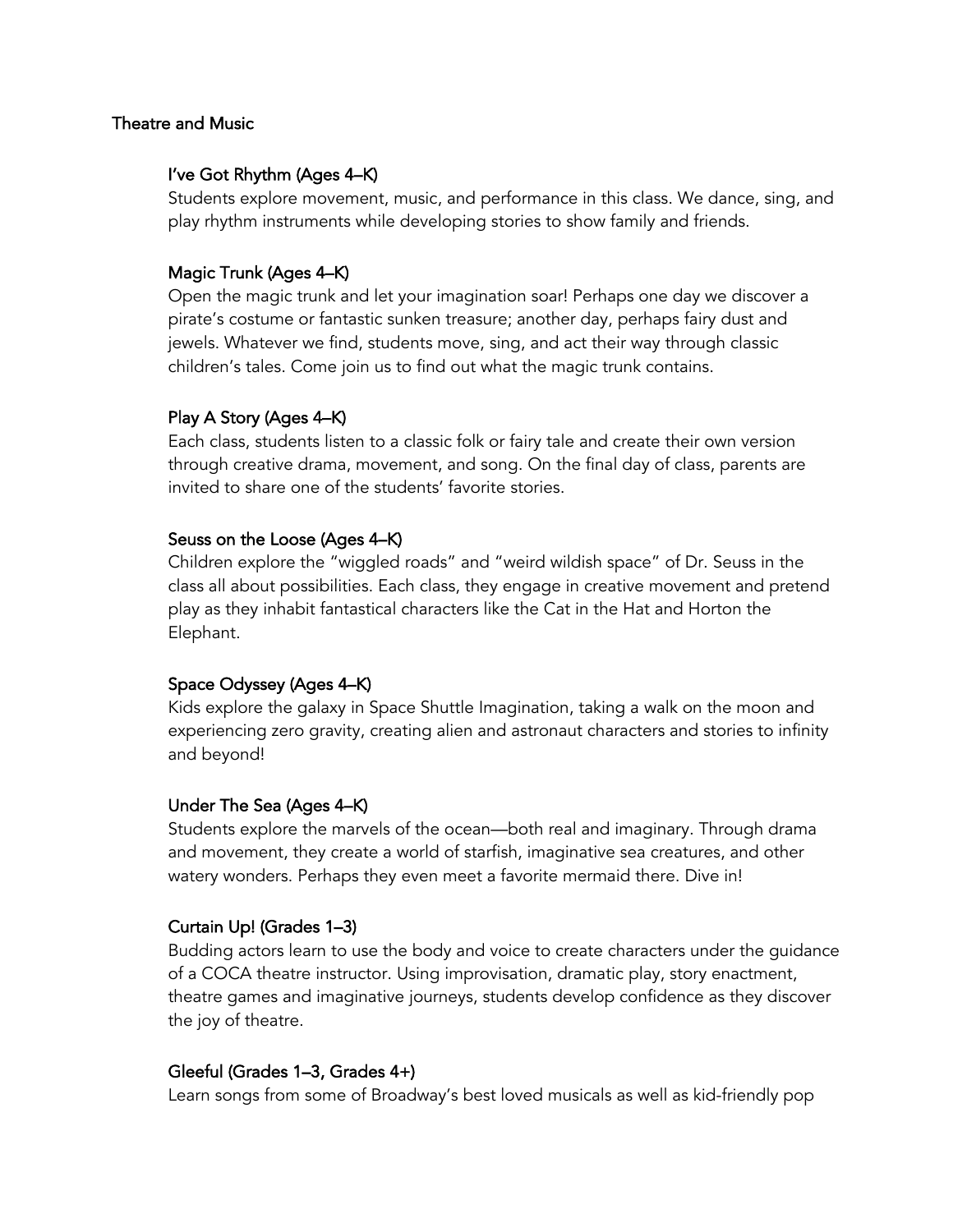## Theatre and Music

### I've Got Rhythm (Ages 4–K)

Students explore movement, music, and performance in this class. We dance, sing, and play rhythm instruments while developing stories to show family and friends.

### Magic Trunk (Ages 4–K)

Open the magic trunk and let your imagination soar! Perhaps one day we discover a pirate's costume or fantastic sunken treasure; another day, perhaps fairy dust and jewels. Whatever we find, students move, sing, and act their way through classic children's tales. Come join us to find out what the magic trunk contains.

### Play A Story (Ages 4–K)

Each class, students listen to a classic folk or fairy tale and create their own version through creative drama, movement, and song. On the final day of class, parents are invited to share one of the students' favorite stories.

### Seuss on the Loose (Ages 4–K)

Children explore the "wiggled roads" and "weird wildish space" of Dr. Seuss in the class all about possibilities. Each class, they engage in creative movement and pretend play as they inhabit fantastical characters like the Cat in the Hat and Horton the Elephant.

### Space Odyssey (Ages 4–K)

Kids explore the galaxy in Space Shuttle Imagination, taking a walk on the moon and experiencing zero gravity, creating alien and astronaut characters and stories to infinity and beyond!

### Under The Sea (Ages 4–K)

Students explore the marvels of the ocean—both real and imaginary. Through drama and movement, they create a world of starfish, imaginative sea creatures, and other watery wonders. Perhaps they even meet a favorite mermaid there. Dive in!

### Curtain Up! (Grades 1–3)

Budding actors learn to use the body and voice to create characters under the guidance of a COCA theatre instructor. Using improvisation, dramatic play, story enactment, theatre games and imaginative journeys, students develop confidence as they discover the joy of theatre.

### Gleeful (Grades 1–3, Grades 4+)

Learn songs from some of Broadway's best loved musicals as well as kid-friendly pop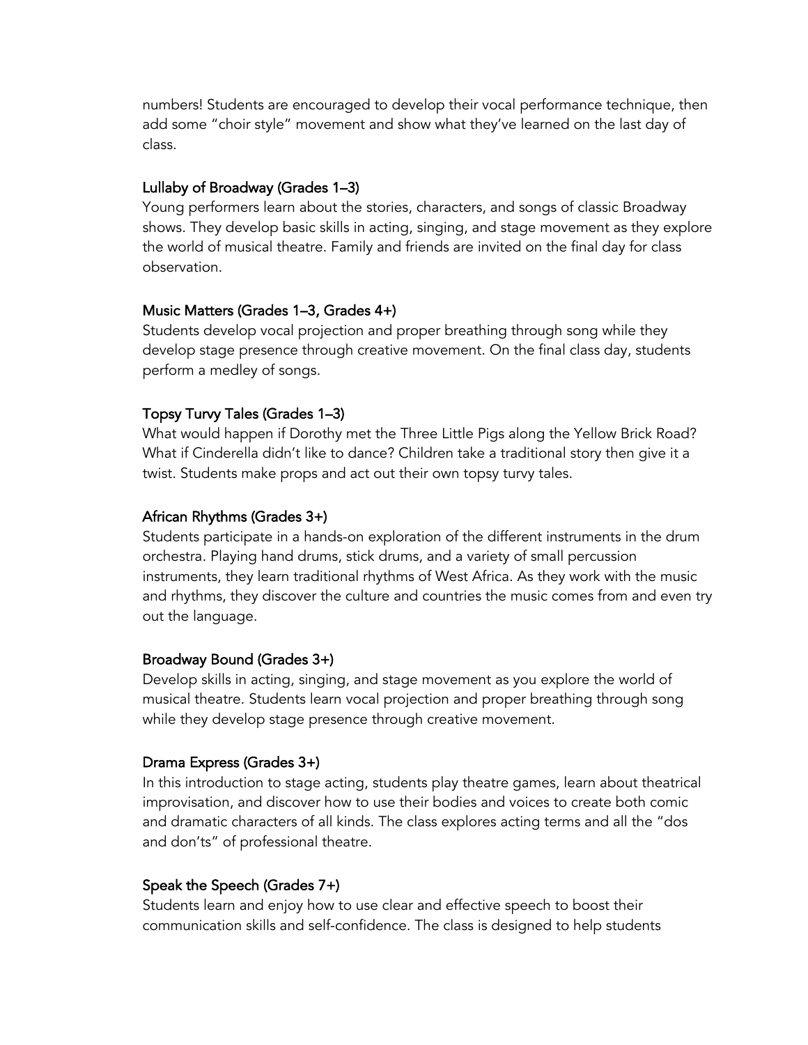numbers! Students are encouraged to develop their vocal performance technique, then add some "choir style" movement and show what they've learned on the last day of class.

### Lullaby of Broadway (Grades 1–3)

Young performers learn about the stories, characters, and songs of classic Broadway shows. They develop basic skills in acting, singing, and stage movement as they explore the world of musical theatre. Family and friends are invited on the final day for class observation.

### Music Matters (Grades 1–3, Grades 4+)

Students develop vocal projection and proper breathing through song while they develop stage presence through creative movement. On the final class day, students perform a medley of songs.

### Topsy Turvy Tales (Grades 1–3)

What would happen if Dorothy met the Three Little Pigs along the Yellow Brick Road? What if Cinderella didn't like to dance? Children take a traditional story then give it a twist. Students make props and act out their own topsy turvy tales.

### African Rhythms (Grades 3+)

Students participate in a hands-on exploration of the different instruments in the drum orchestra. Playing hand drums, stick drums, and a variety of small percussion instruments, they learn traditional rhythms of West Africa. As they work with the music and rhythms, they discover the culture and countries the music comes from and even try out the language.

### Broadway Bound (Grades 3+)

Develop skills in acting, singing, and stage movement as you explore the world of musical theatre. Students learn vocal projection and proper breathing through song while they develop stage presence through creative movement.

### Drama Express (Grades 3+)

In this introduction to stage acting, students play theatre games, learn about theatrical improvisation, and discover how to use their bodies and voices to create both comic and dramatic characters of all kinds. The class explores acting terms and all the "dos and don'ts" of professional theatre.

### Speak the Speech (Grades 7+)

Students learn and enjoy how to use clear and effective speech to boost their communication skills and self-confidence. The class is designed to help students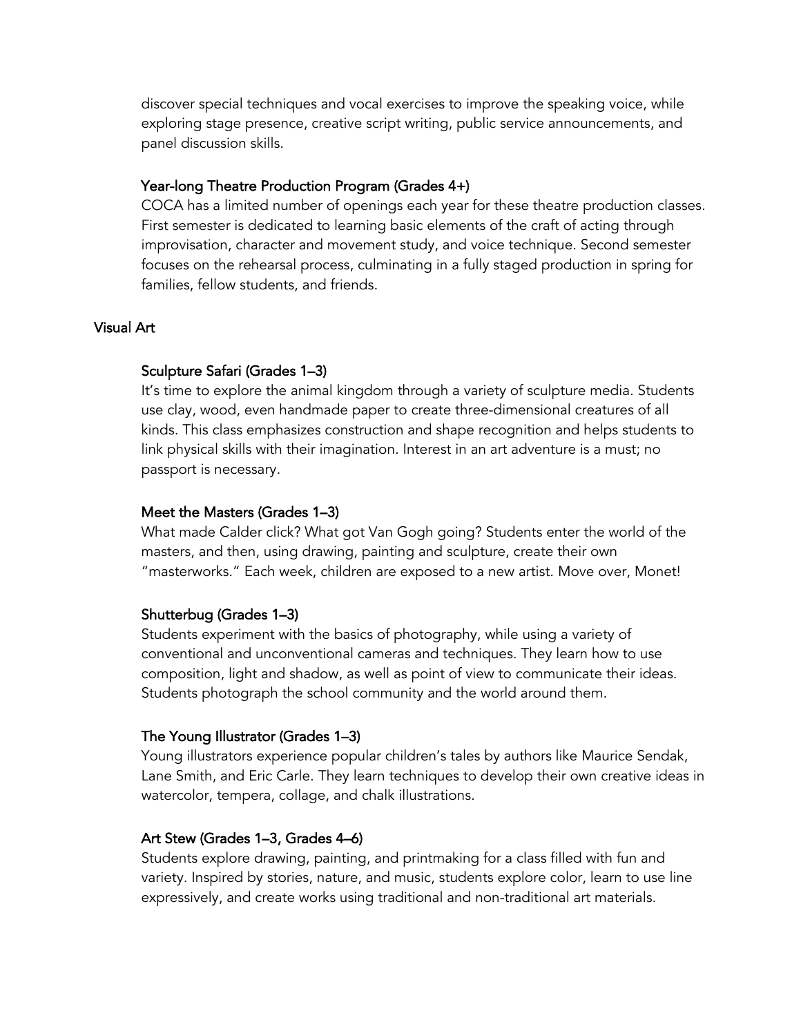discover special techniques and vocal exercises to improve the speaking voice, while exploring stage presence, creative script writing, public service announcements, and panel discussion skills.

### Year-long Theatre Production Program (Grades 4+)

COCA has a limited number of openings each year for these theatre production classes. First semester is dedicated to learning basic elements of the craft of acting through improvisation, character and movement study, and voice technique. Second semester focuses on the rehearsal process, culminating in a fully staged production in spring for families, fellow students, and friends.

## Visual Art

### Sculpture Safari (Grades 1–3)

It's time to explore the animal kingdom through a variety of sculpture media. Students use clay, wood, even handmade paper to create three-dimensional creatures of all kinds. This class emphasizes construction and shape recognition and helps students to link physical skills with their imagination. Interest in an art adventure is a must; no passport is necessary.

### Meet the Masters (Grades 1–3)

What made Calder click? What got Van Gogh going? Students enter the world of the masters, and then, using drawing, painting and sculpture, create their own "masterworks." Each week, children are exposed to a new artist. Move over, Monet!

### Shutterbug (Grades 1–3)

Students experiment with the basics of photography, while using a variety of conventional and unconventional cameras and techniques. They learn how to use composition, light and shadow, as well as point of view to communicate their ideas. Students photograph the school community and the world around them.

### The Young Illustrator (Grades 1–3)

Young illustrators experience popular children's tales by authors like Maurice Sendak, Lane Smith, and Eric Carle. They learn techniques to develop their own creative ideas in watercolor, tempera, collage, and chalk illustrations.

### Art Stew (Grades 1–3, Grades 4–6)

Students explore drawing, painting, and printmaking for a class filled with fun and variety. Inspired by stories, nature, and music, students explore color, learn to use line expressively, and create works using traditional and non-traditional art materials.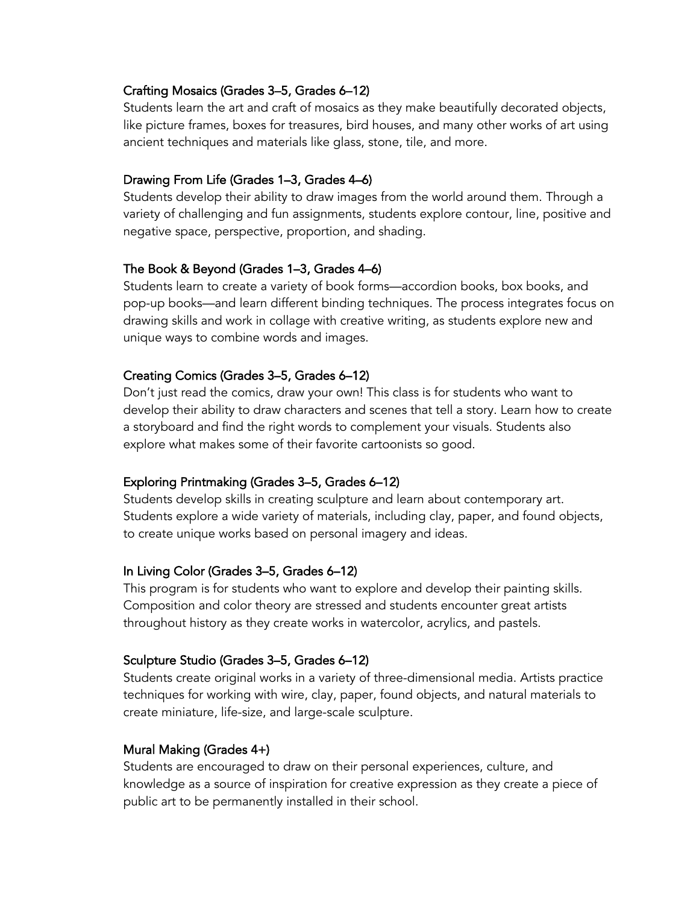### Crafting Mosaics (Grades 3–5, Grades 6–12)

Students learn the art and craft of mosaics as they make beautifully decorated objects, like picture frames, boxes for treasures, bird houses, and many other works of art using ancient techniques and materials like glass, stone, tile, and more.

### Drawing From Life (Grades 1–3, Grades 4–6)

Students develop their ability to draw images from the world around them. Through a variety of challenging and fun assignments, students explore contour, line, positive and negative space, perspective, proportion, and shading.

### The Book & Beyond (Grades 1–3, Grades 4–6)

Students learn to create a variety of book forms—accordion books, box books, and pop-up books—and learn different binding techniques. The process integrates focus on drawing skills and work in collage with creative writing, as students explore new and unique ways to combine words and images.

### Creating Comics (Grades 3–5, Grades 6–12)

Don't just read the comics, draw your own! This class is for students who want to develop their ability to draw characters and scenes that tell a story. Learn how to create a storyboard and find the right words to complement your visuals. Students also explore what makes some of their favorite cartoonists so good.

### Exploring Printmaking (Grades 3–5, Grades 6–12)

Students develop skills in creating sculpture and learn about contemporary art. Students explore a wide variety of materials, including clay, paper, and found objects, to create unique works based on personal imagery and ideas.

### In Living Color (Grades 3–5, Grades 6–12)

This program is for students who want to explore and develop their painting skills. Composition and color theory are stressed and students encounter great artists throughout history as they create works in watercolor, acrylics, and pastels.

### Sculpture Studio (Grades 3–5, Grades 6–12)

Students create original works in a variety of three-dimensional media. Artists practice techniques for working with wire, clay, paper, found objects, and natural materials to create miniature, life-size, and large-scale sculpture.

### Mural Making (Grades 4+)

Students are encouraged to draw on their personal experiences, culture, and knowledge as a source of inspiration for creative expression as they create a piece of public art to be permanently installed in their school.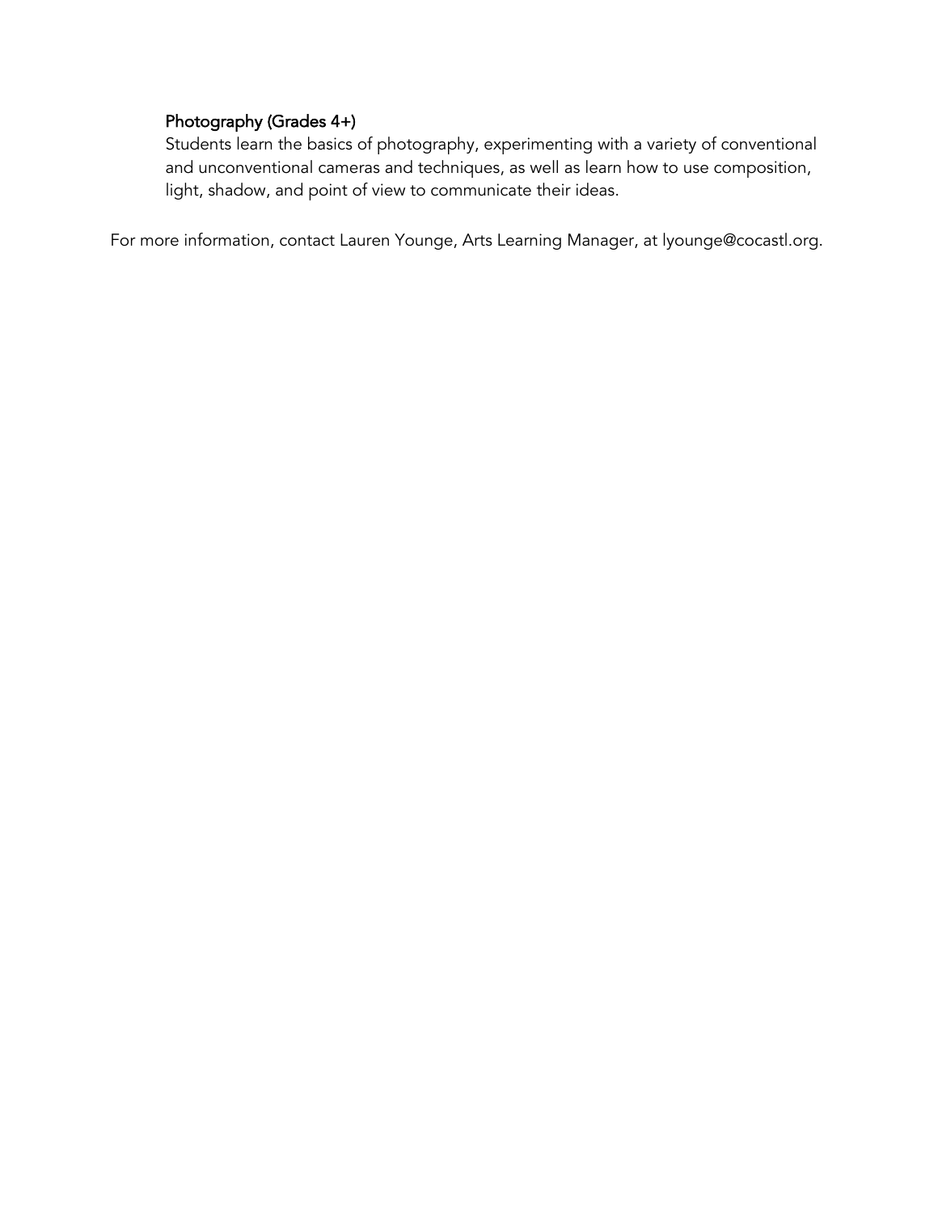### Photography (Grades 4+)

Students learn the basics of photography, experimenting with a variety of conventional and unconventional cameras and techniques, as well as learn how to use composition, light, shadow, and point of view to communicate their ideas.

For more information, contact Lauren Younge, Arts Learning Manager, at lyounge@cocastl.org.